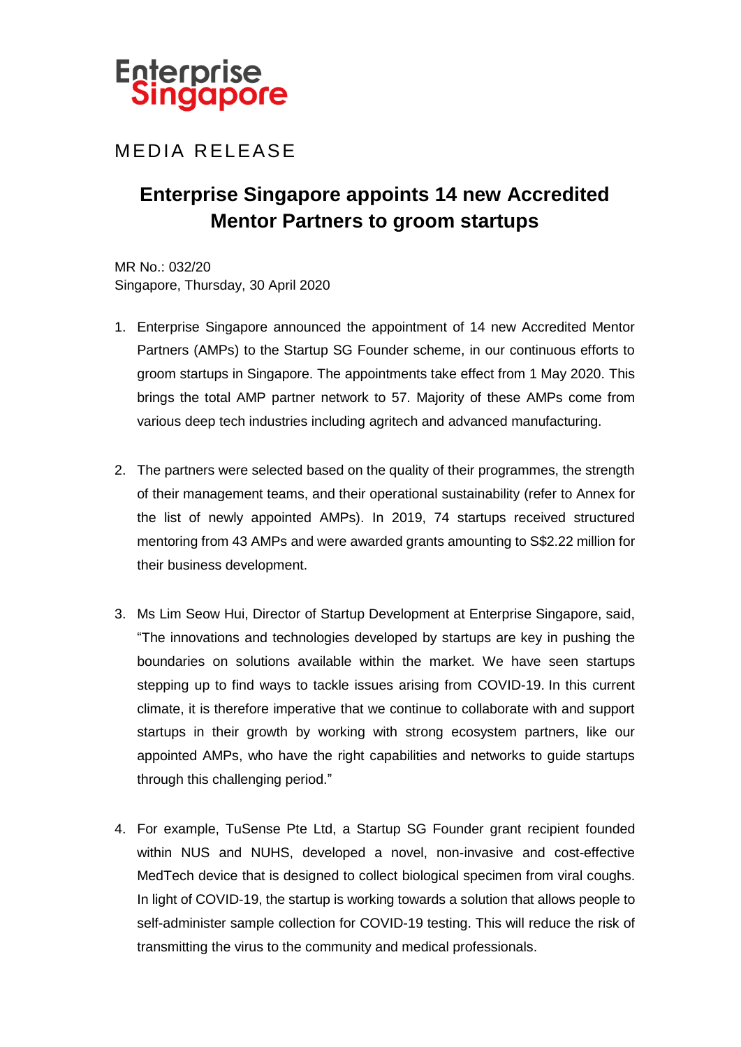Enterprise Singapore

MEDIA RELEASE

# Enterprise Singapore appoints 14 new Accredited Mentor Partners to groom startups

MR No.: 032/20
Singapore, Thursday, 30 April 2020

1. Enterprise Singapore announced the appointment of 14 new Accredited Mentor Partners (AMPs) to the Startup SG Founder scheme, in our continuous efforts to groom startups in Singapore. The appointments take effect from 1 May 2020. This brings the total AMP partner network to 57. Majority of these AMPs come from various deep tech industries including agritech and advanced manufacturing.

2. The partners were selected based on the quality of their programmes, the strength of their management teams, and their operational sustainability (refer to Annex for the list of newly appointed AMPs). In 2019, 74 startups received structured mentoring from 43 AMPs and were awarded grants amounting to S$2.22 million for their business development.

3. Ms Lim Seow Hui, Director of Startup Development at Enterprise Singapore, said, "The innovations and technologies developed by startups are key in pushing the boundaries on solutions available within the market. We have seen startups stepping up to find ways to tackle issues arising from COVID-19. In this current climate, it is therefore imperative that we continue to collaborate with and support startups in their growth by working with strong ecosystem partners, like our appointed AMPs, who have the right capabilities and networks to guide startups through this challenging period."

4. For example, TuSense Pte Ltd, a Startup SG Founder grant recipient founded within NUS and NUHS, developed a novel, non-invasive and cost-effective MedTech device that is designed to collect biological specimen from viral coughs. In light of COVID-19, the startup is working towards a solution that allows people to self-administer sample collection for COVID-19 testing. This will reduce the risk of transmitting the virus to the community and medical professionals.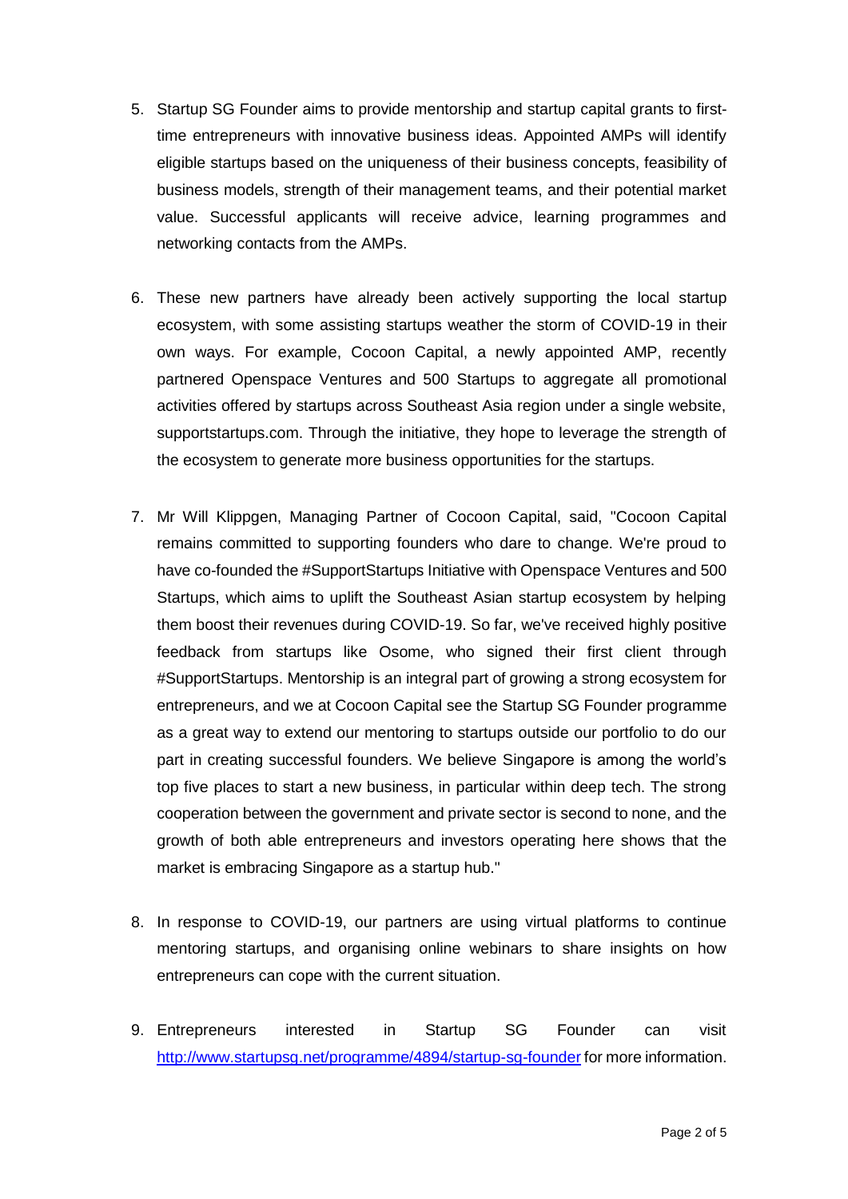5. Startup SG Founder aims to provide mentorship and startup capital grants to first-time entrepreneurs with innovative business ideas. Appointed AMPs will identify eligible startups based on the uniqueness of their business concepts, feasibility of business models, strength of their management teams, and their potential market value. Successful applicants will receive advice, learning programmes and networking contacts from the AMPs.

6. These new partners have already been actively supporting the local startup ecosystem, with some assisting startups weather the storm of COVID-19 in their own ways. For example, Cocoon Capital, a newly appointed AMP, recently partnered Openspace Ventures and 500 Startups to aggregate all promotional activities offered by startups across Southeast Asia region under a single website, supportstartups.com. Through the initiative, they hope to leverage the strength of the ecosystem to generate more business opportunities for the startups.

7. Mr Will Klippgen, Managing Partner of Cocoon Capital, said, "Cocoon Capital remains committed to supporting founders who dare to change. We're proud to have co-founded the #SupportStartups Initiative with Openspace Ventures and 500 Startups, which aims to uplift the Southeast Asian startup ecosystem by helping them boost their revenues during COVID-19. So far, we've received highly positive feedback from startups like Osome, who signed their first client through #SupportStartups. Mentorship is an integral part of growing a strong ecosystem for entrepreneurs, and we at Cocoon Capital see the Startup SG Founder programme as a great way to extend our mentoring to startups outside our portfolio to do our part in creating successful founders. We believe Singapore is among the world's top five places to start a new business, in particular within deep tech. The strong cooperation between the government and private sector is second to none, and the growth of both able entrepreneurs and investors operating here shows that the market is embracing Singapore as a startup hub."

8. In response to COVID-19, our partners are using virtual platforms to continue mentoring startups, and organising online webinars to share insights on how entrepreneurs can cope with the current situation.

9. Entrepreneurs interested in Startup SG Founder can visit [http://www.startupsg.net/programme/4894/startup-sg-founder](http://www.startupsg.net/programme/4894/startup-sg-founder) for more information.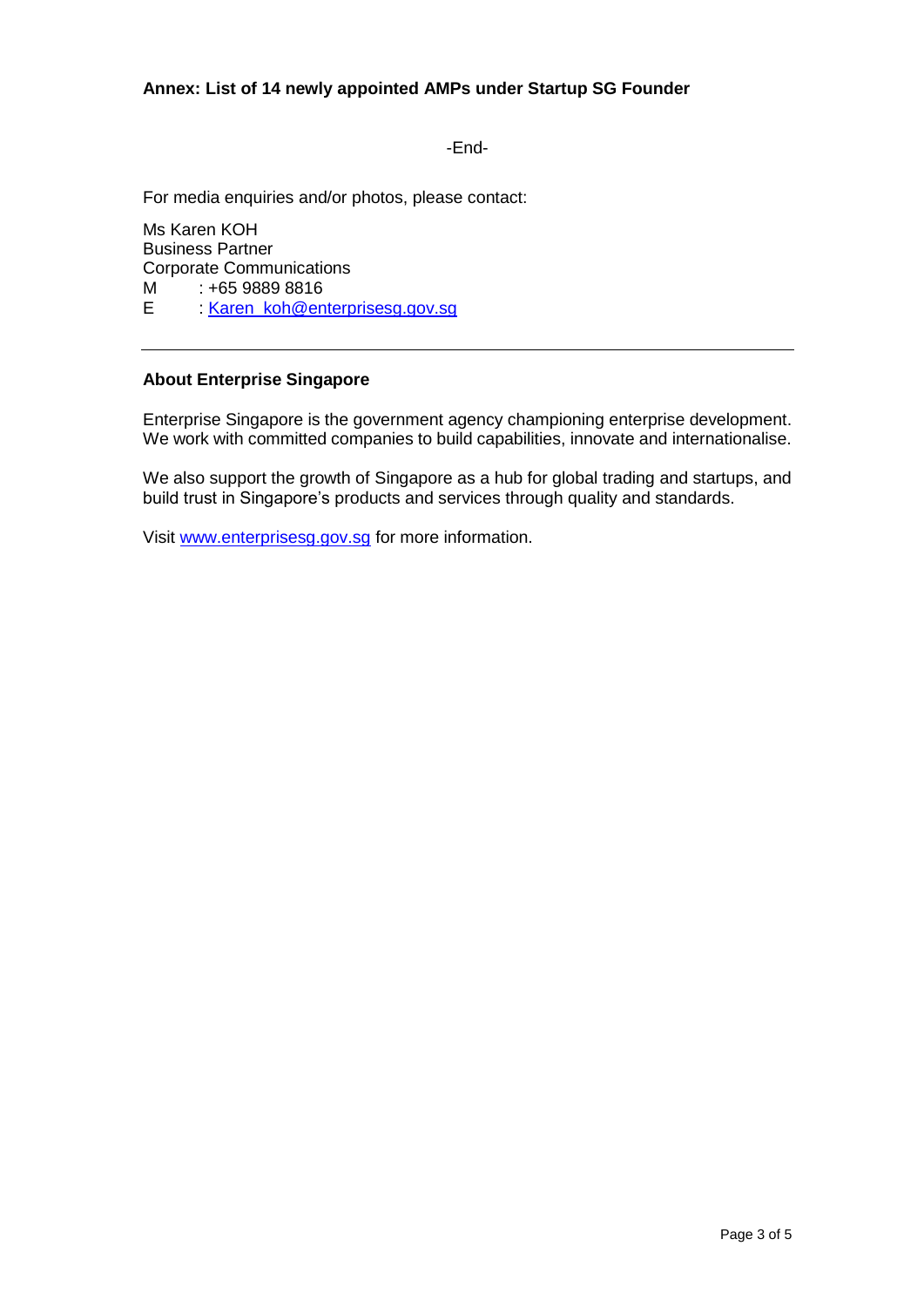**Annex: List of 14 newly appointed AMPs under Startup SG Founder**

-End-

For media enquiries and/or photos, please contact:

Ms Karen KOH
Business Partner
Corporate Communications
M : +65 9889 8816
E : Karen_koh@enterprisesg.gov.sg

---

**About Enterprise Singapore**

Enterprise Singapore is the government agency championing enterprise development. We work with committed companies to build capabilities, innovate and internationalise.

We also support the growth of Singapore as a hub for global trading and startups, and build trust in Singapore's products and services through quality and standards.

Visit www.enterprisesg.gov.sg for more information.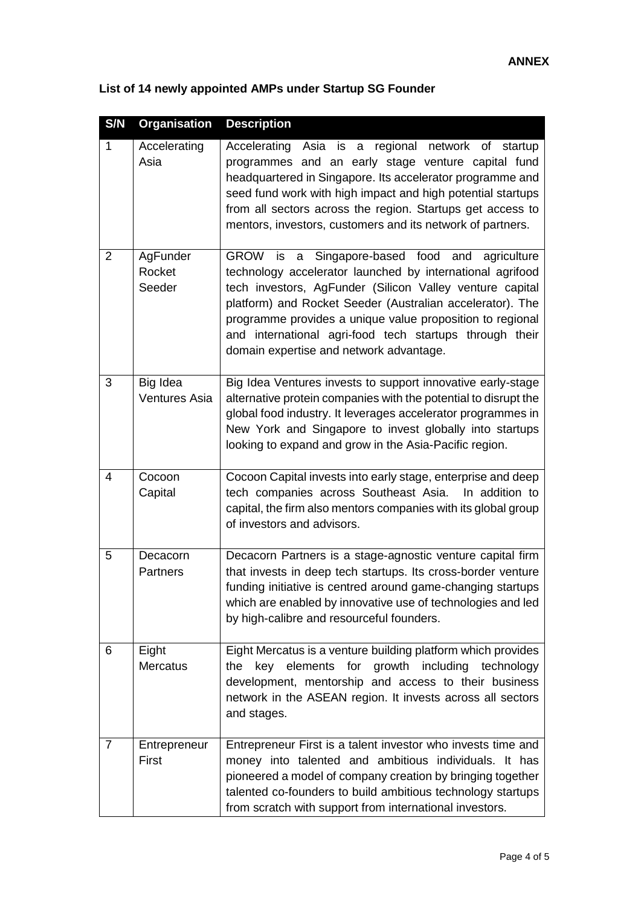**ANNEX**

**List of 14 newly appointed AMPs under Startup SG Founder**

| S/N | Organisation | Description |
|---|---|---|
| 1 | Accelerating Asia | Accelerating Asia is a regional network of startup programmes and an early stage venture capital fund headquartered in Singapore. Its accelerator programme and seed fund work with high impact and high potential startups from all sectors across the region. Startups get access to mentors, investors, customers and its network of partners. |
| 2 | AgFunder Rocket Seeder | GROW is a Singapore-based food and agriculture technology accelerator launched by international agrifood tech investors, AgFunder (Silicon Valley venture capital platform) and Rocket Seeder (Australian accelerator). The programme provides a unique value proposition to regional and international agri-food tech startups through their domain expertise and network advantage. |
| 3 | Big Idea Ventures Asia | Big Idea Ventures invests to support innovative early-stage alternative protein companies with the potential to disrupt the global food industry. It leverages accelerator programmes in New York and Singapore to invest globally into startups looking to expand and grow in the Asia-Pacific region. |
| 4 | Cocoon Capital | Cocoon Capital invests into early stage, enterprise and deep tech companies across Southeast Asia. In addition to capital, the firm also mentors companies with its global group of investors and advisors. |
| 5 | Decacorn Partners | Decacorn Partners is a stage-agnostic venture capital firm that invests in deep tech startups. Its cross-border venture funding initiative is centred around game-changing startups which are enabled by innovative use of technologies and led by high-calibre and resourceful founders. |
| 6 | Eight Mercatus | Eight Mercatus is a venture building platform which provides the key elements for growth including technology development, mentorship and access to their business network in the ASEAN region. It invests across all sectors and stages. |
| 7 | Entrepreneur First | Entrepreneur First is a talent investor who invests time and money into talented and ambitious individuals. It has pioneered a model of company creation by bringing together talented co-founders to build ambitious technology startups from scratch with support from international investors. |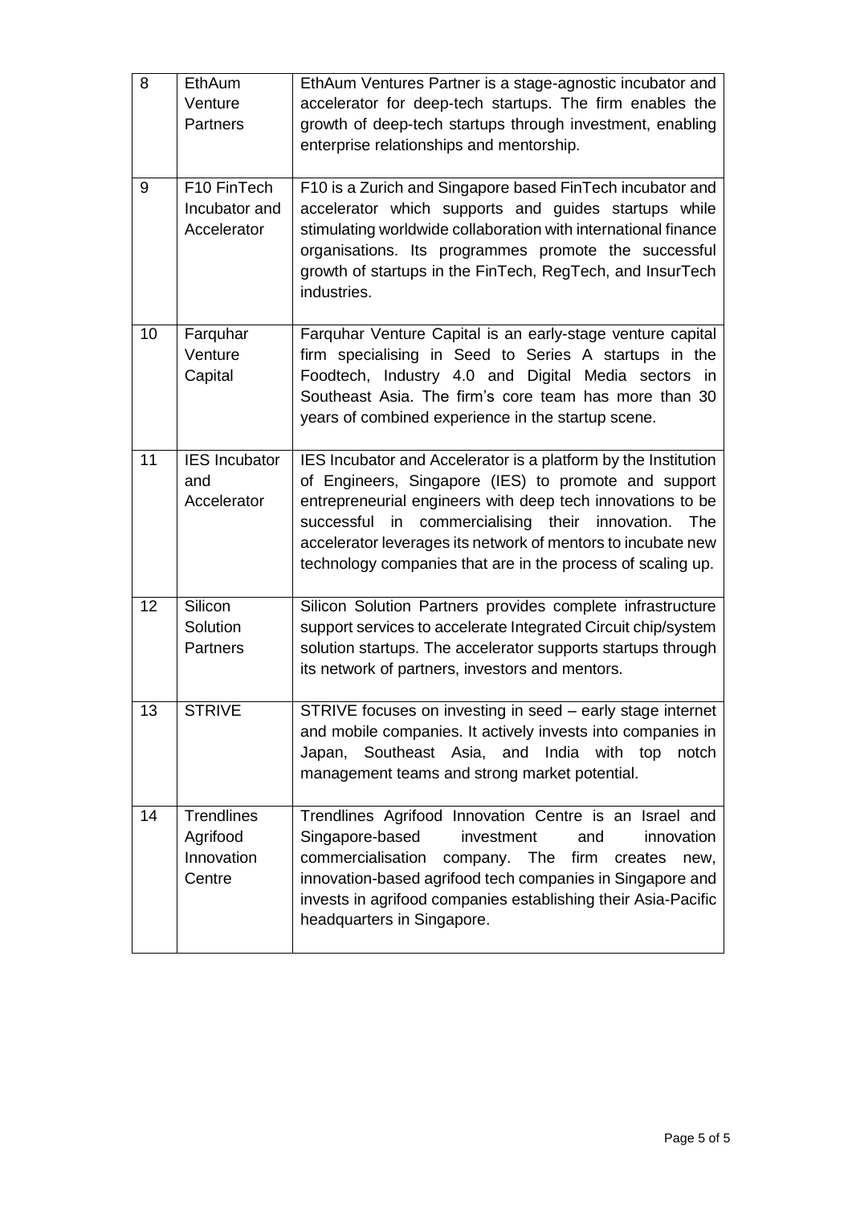| | | |
|---|---|---|
| 8 | EthAum Venture Partners | EthAum Ventures Partner is a stage-agnostic incubator and accelerator for deep-tech startups. The firm enables the growth of deep-tech startups through investment, enabling enterprise relationships and mentorship. |
| 9 | F10 FinTech Incubator and Accelerator | F10 is a Zurich and Singapore based FinTech incubator and accelerator which supports and guides startups while stimulating worldwide collaboration with international finance organisations. Its programmes promote the successful growth of startups in the FinTech, RegTech, and InsurTech industries. |
| 10 | Farquhar Venture Capital | Farquhar Venture Capital is an early-stage venture capital firm specialising in Seed to Series A startups in the Foodtech, Industry 4.0 and Digital Media sectors in Southeast Asia. The firm's core team has more than 30 years of combined experience in the startup scene. |
| 11 | IES Incubator and Accelerator | IES Incubator and Accelerator is a platform by the Institution of Engineers, Singapore (IES) to promote and support entrepreneurial engineers with deep tech innovations to be successful in commercialising their innovation. The accelerator leverages its network of mentors to incubate new technology companies that are in the process of scaling up. |
| 12 | Silicon Solution Partners | Silicon Solution Partners provides complete infrastructure support services to accelerate Integrated Circuit chip/system solution startups. The accelerator supports startups through its network of partners, investors and mentors. |
| 13 | STRIVE | STRIVE focuses on investing in seed – early stage internet and mobile companies. It actively invests into companies in Japan, Southeast Asia, and India with top notch management teams and strong market potential. |
| 14 | Trendlines Agrifood Innovation Centre | Trendlines Agrifood Innovation Centre is an Israel and Singapore-based investment and innovation commercialisation company. The firm creates new, innovation-based agrifood tech companies in Singapore and invests in agrifood companies establishing their Asia-Pacific headquarters in Singapore. |